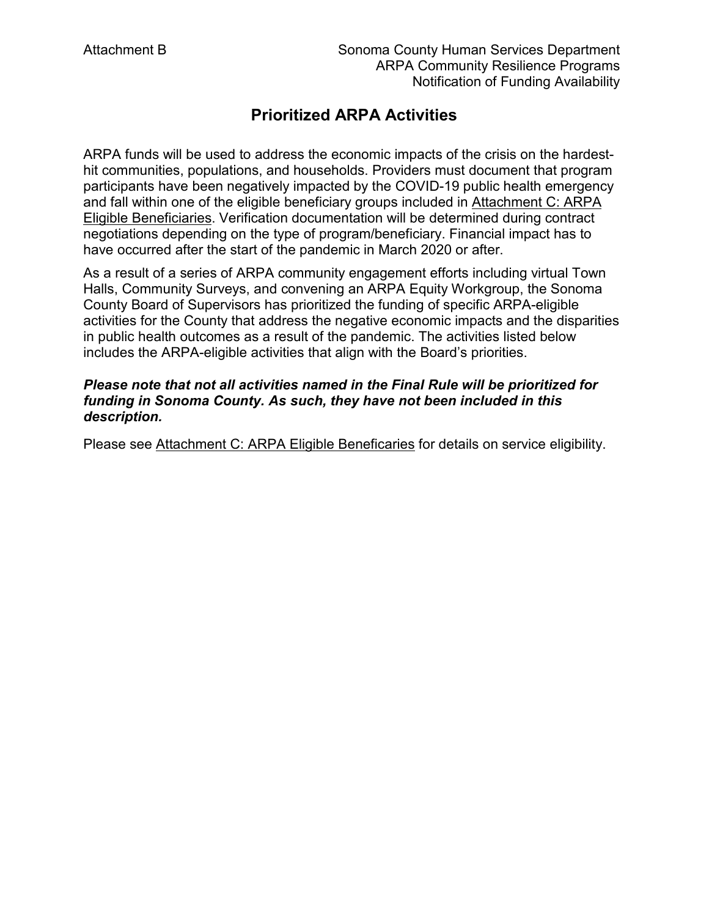Attachment B

Sonoma County Human Services Department
ARPA Community Resilience Programs
Notification of Funding Availability

# Prioritized ARPA Activities

ARPA funds will be used to address the economic impacts of the crisis on the hardest-hit communities, populations, and households. Providers must document that program participants have been negatively impacted by the COVID-19 public health emergency and fall within one of the eligible beneficiary groups included in Attachment C: ARPA Eligible Beneficiaries. Verification documentation will be determined during contract negotiations depending on the type of program/beneficiary. Financial impact has to have occurred after the start of the pandemic in March 2020 or after.

As a result of a series of ARPA community engagement efforts including virtual Town Halls, Community Surveys, and convening an ARPA Equity Workgroup, the Sonoma County Board of Supervisors has prioritized the funding of specific ARPA-eligible activities for the County that address the negative economic impacts and the disparities in public health outcomes as a result of the pandemic. The activities listed below includes the ARPA-eligible activities that align with the Board's priorities.

***Please note that not all activities named in the Final Rule will be prioritized for funding in Sonoma County. As such, they have not been included in this description.***

Please see Attachment C: ARPA Eligible Beneficaries for details on service eligibility.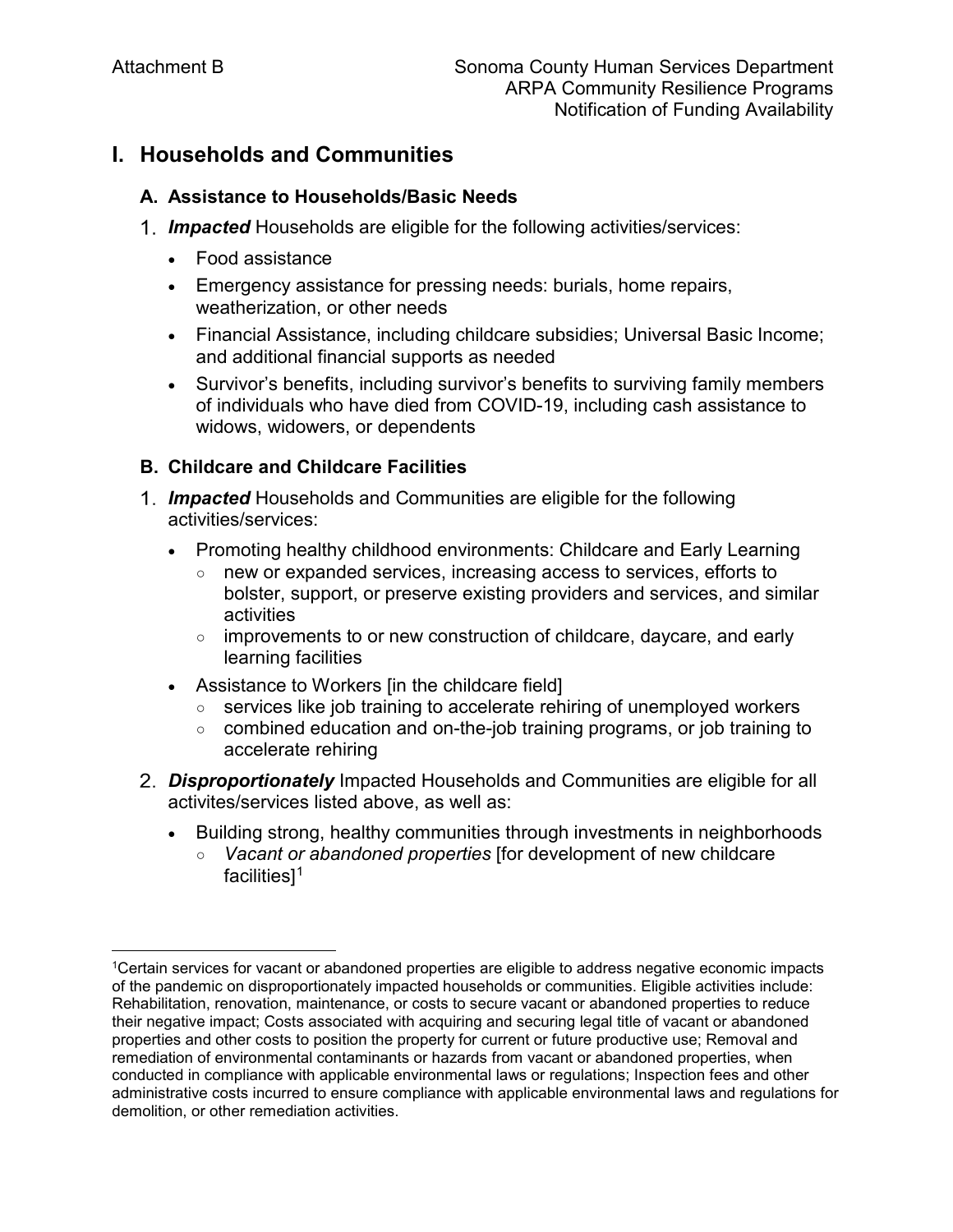# I. Households and Communities

## A. Assistance to Households/Basic Needs

1. ***Impacted*** Households are eligible for the following activities/services:
   - Food assistance
   - Emergency assistance for pressing needs: burials, home repairs, weatherization, or other needs
   - Financial Assistance, including childcare subsidies; Universal Basic Income; and additional financial supports as needed
   - Survivor's benefits, including survivor's benefits to surviving family members of individuals who have died from COVID-19, including cash assistance to widows, widowers, or dependents

## B. Childcare and Childcare Facilities

1. ***Impacted*** Households and Communities are eligible for the following activities/services:
   - Promoting healthy childhood environments: Childcare and Early Learning
     - new or expanded services, increasing access to services, efforts to bolster, support, or preserve existing providers and services, and similar activities
     - improvements to or new construction of childcare, daycare, and early learning facilities
   - Assistance to Workers [in the childcare field]
     - services like job training to accelerate rehiring of unemployed workers
     - combined education and on-the-job training programs, or job training to accelerate rehiring
2. ***Disproportionately*** Impacted Households and Communities are eligible for all activites/services listed above, as well as:
   - Building strong, healthy communities through investments in neighborhoods
     - *Vacant or abandoned properties* [for development of new childcare facilities][1]

---

[1]Certain services for vacant or abandoned properties are eligible to address negative economic impacts of the pandemic on disproportionately impacted households or communities. Eligible activities include: Rehabilitation, renovation, maintenance, or costs to secure vacant or abandoned properties to reduce their negative impact; Costs associated with acquiring and securing legal title of vacant or abandoned properties and other costs to position the property for current or future productive use; Removal and remediation of environmental contaminants or hazards from vacant or abandoned properties, when conducted in compliance with applicable environmental laws or regulations; Inspection fees and other administrative costs incurred to ensure compliance with applicable environmental laws and regulations for demolition, or other remediation activities.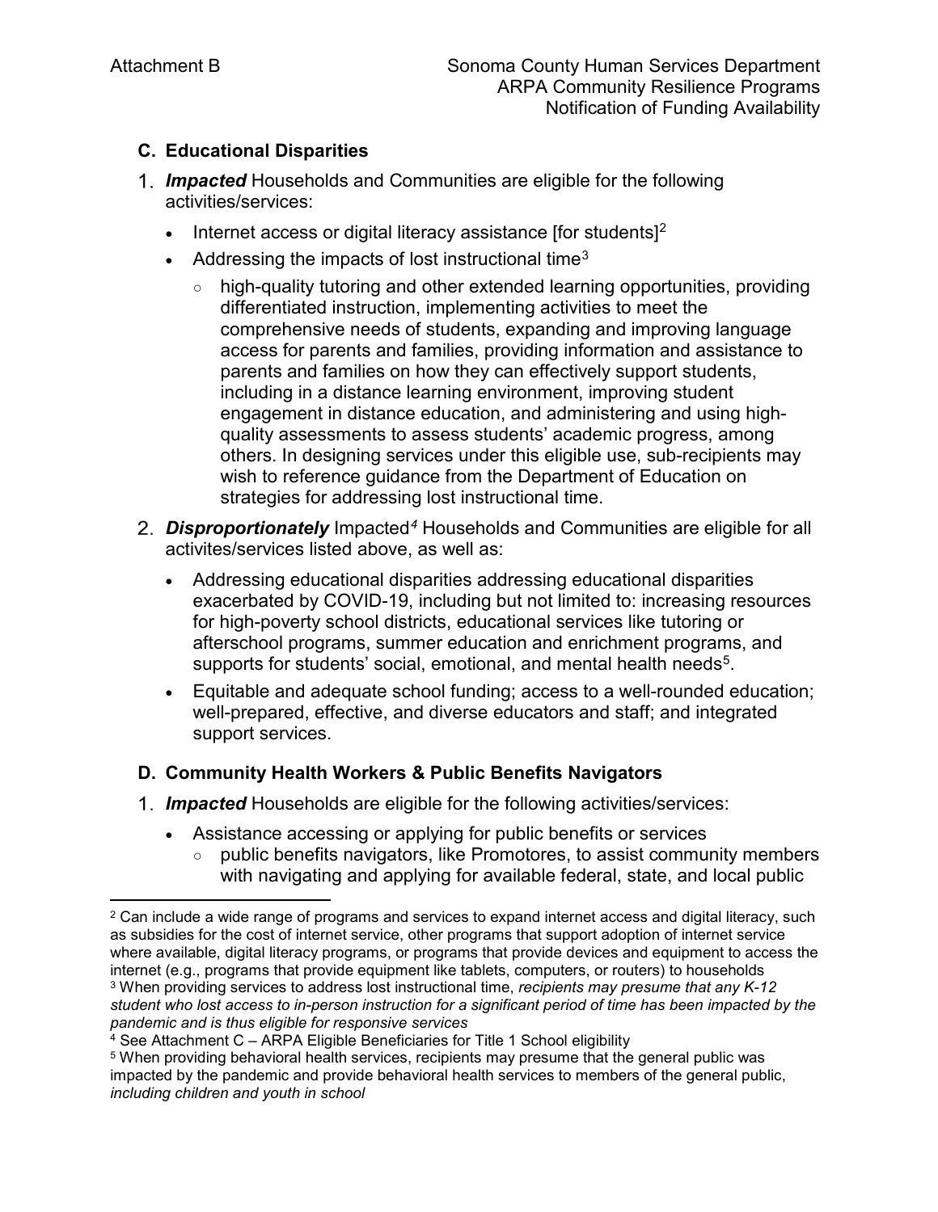### C. Educational Disparities

1. ***Impacted*** Households and Communities are eligible for the following activities/services:
   - Internet access or digital literacy assistance [for students][2]
   - Addressing the impacts of lost instructional time[3]
     - high-quality tutoring and other extended learning opportunities, providing differentiated instruction, implementing activities to meet the comprehensive needs of students, expanding and improving language access for parents and families, providing information and assistance to parents and families on how they can effectively support students, including in a distance learning environment, improving student engagement in distance education, and administering and using high-quality assessments to assess students' academic progress, among others. In designing services under this eligible use, sub-recipients may wish to reference guidance from the Department of Education on strategies for addressing lost instructional time.
2. ***Disproportionately*** Impacted[4] Households and Communities are eligible for all activites/services listed above, as well as:
   - Addressing educational disparities addressing educational disparities exacerbated by COVID-19, including but not limited to: increasing resources for high-poverty school districts, educational services like tutoring or afterschool programs, summer education and enrichment programs, and supports for students' social, emotional, and mental health needs[5].
   - Equitable and adequate school funding; access to a well-rounded education; well-prepared, effective, and diverse educators and staff; and integrated support services.

### D. Community Health Workers & Public Benefits Navigators

1. ***Impacted*** Households are eligible for the following activities/services:
   - Assistance accessing or applying for public benefits or services
     - public benefits navigators, like Promotores, to assist community members with navigating and applying for available federal, state, and local public

---

[2] Can include a wide range of programs and services to expand internet access and digital literacy, such as subsidies for the cost of internet service, other programs that support adoption of internet service where available, digital literacy programs, or programs that provide devices and equipment to access the internet (e.g., programs that provide equipment like tablets, computers, or routers) to households

[3] When providing services to address lost instructional time, *recipients may presume that any K-12 student who lost access to in-person instruction for a significant period of time has been impacted by the pandemic and is thus eligible for responsive services*

[4] See Attachment C – ARPA Eligible Beneficiaries for Title 1 School eligibility

[5] When providing behavioral health services, recipients may presume that the general public was impacted by the pandemic and provide behavioral health services to members of the general public, *including children and youth in school*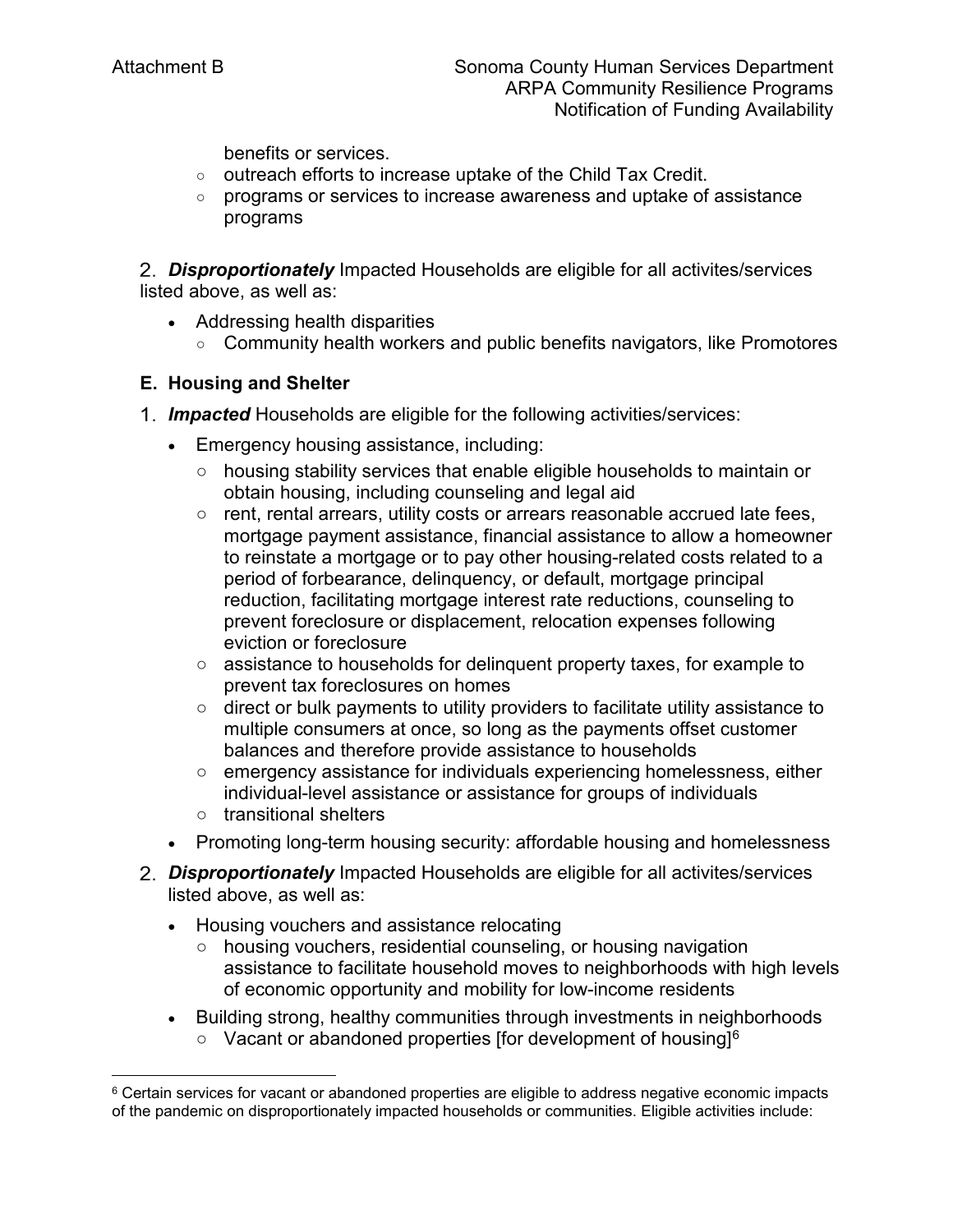benefits or services.

    - outreach efforts to increase uptake of the Child Tax Credit.
    - programs or services to increase awareness and uptake of assistance programs

2. ***Disproportionately*** Impacted Households are eligible for all activites/services listed above, as well as:

- Addressing health disparities
    - Community health workers and public benefits navigators, like Promotores

### E. Housing and Shelter

1. ***Impacted*** Households are eligible for the following activities/services:
    - Emergency housing assistance, including:
        - housing stability services that enable eligible households to maintain or obtain housing, including counseling and legal aid
        - rent, rental arrears, utility costs or arrears reasonable accrued late fees, mortgage payment assistance, financial assistance to allow a homeowner to reinstate a mortgage or to pay other housing-related costs related to a period of forbearance, delinquency, or default, mortgage principal reduction, facilitating mortgage interest rate reductions, counseling to prevent foreclosure or displacement, relocation expenses following eviction or foreclosure
        - assistance to households for delinquent property taxes, for example to prevent tax foreclosures on homes
        - direct or bulk payments to utility providers to facilitate utility assistance to multiple consumers at once, so long as the payments offset customer balances and therefore provide assistance to households
        - emergency assistance for individuals experiencing homelessness, either individual-level assistance or assistance for groups of individuals
        - transitional shelters
    - Promoting long-term housing security: affordable housing and homelessness
2. ***Disproportionately*** Impacted Households are eligible for all activites/services listed above, as well as:
    - Housing vouchers and assistance relocating
        - housing vouchers, residential counseling, or housing navigation assistance to facilitate household moves to neighborhoods with high levels of economic opportunity and mobility for low-income residents
    - Building strong, healthy communities through investments in neighborhoods
        - Vacant or abandoned properties [for development of housing][6]

[6] Certain services for vacant or abandoned properties are eligible to address negative economic impacts of the pandemic on disproportionately impacted households or communities. Eligible activities include: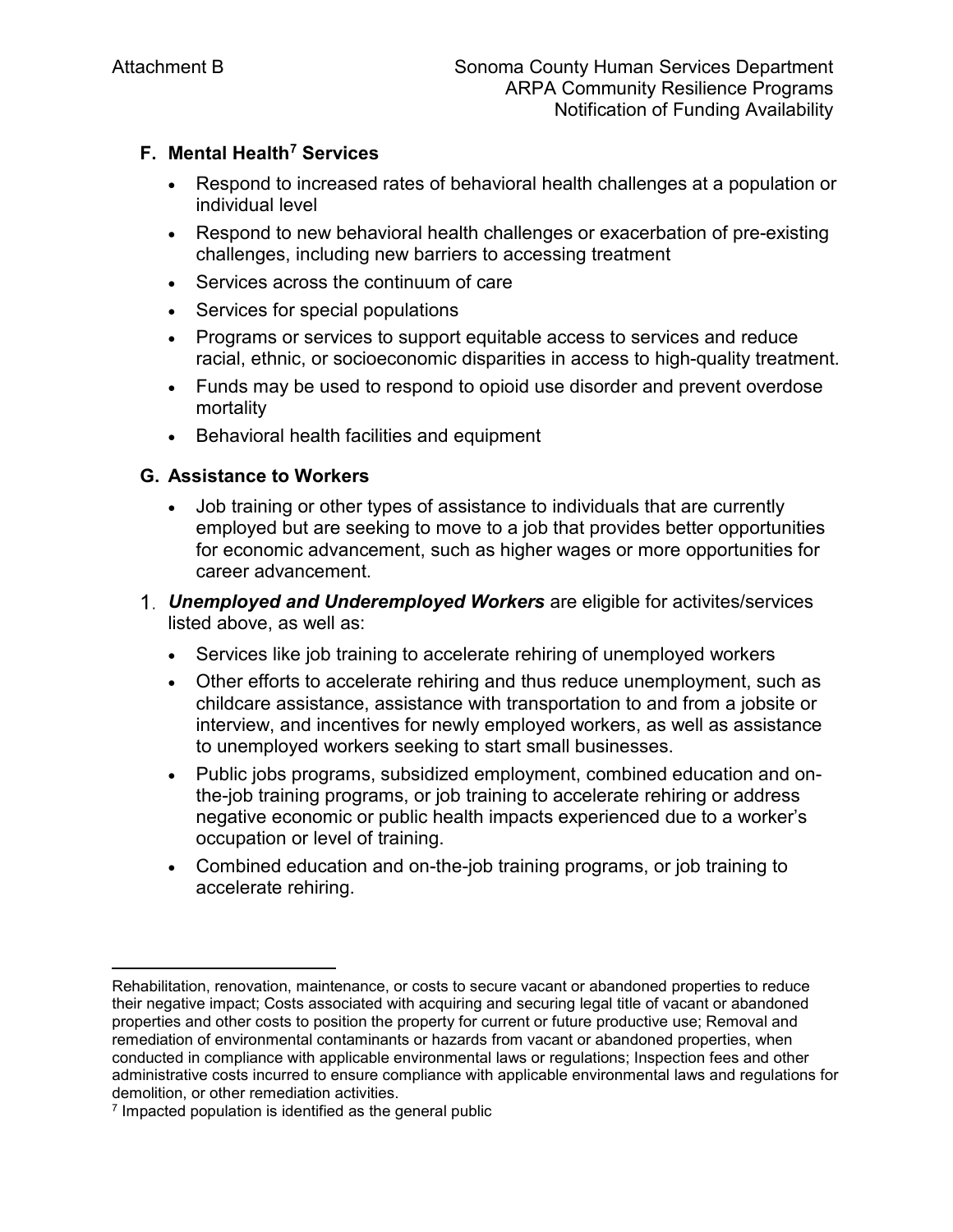### F. Mental Health[7] Services

- Respond to increased rates of behavioral health challenges at a population or individual level
- Respond to new behavioral health challenges or exacerbation of pre-existing challenges, including new barriers to accessing treatment
- Services across the continuum of care
- Services for special populations
- Programs or services to support equitable access to services and reduce racial, ethnic, or socioeconomic disparities in access to high-quality treatment.
- Funds may be used to respond to opioid use disorder and prevent overdose mortality
- Behavioral health facilities and equipment

### G. Assistance to Workers

- Job training or other types of assistance to individuals that are currently employed but are seeking to move to a job that provides better opportunities for economic advancement, such as higher wages or more opportunities for career advancement.

1. ***Unemployed and Underemployed Workers*** are eligible for activites/services listed above, as well as:
   - Services like job training to accelerate rehiring of unemployed workers
   - Other efforts to accelerate rehiring and thus reduce unemployment, such as childcare assistance, assistance with transportation to and from a jobsite or interview, and incentives for newly employed workers, as well as assistance to unemployed workers seeking to start small businesses.
   - Public jobs programs, subsidized employment, combined education and on-the-job training programs, or job training to accelerate rehiring or address negative economic or public health impacts experienced due to a worker's occupation or level of training.
   - Combined education and on-the-job training programs, or job training to accelerate rehiring.

---

Rehabilitation, renovation, maintenance, or costs to secure vacant or abandoned properties to reduce their negative impact; Costs associated with acquiring and securing legal title of vacant or abandoned properties and other costs to position the property for current or future productive use; Removal and remediation of environmental contaminants or hazards from vacant or abandoned properties, when conducted in compliance with applicable environmental laws or regulations; Inspection fees and other administrative costs incurred to ensure compliance with applicable environmental laws and regulations for demolition, or other remediation activities.

[7] Impacted population is identified as the general public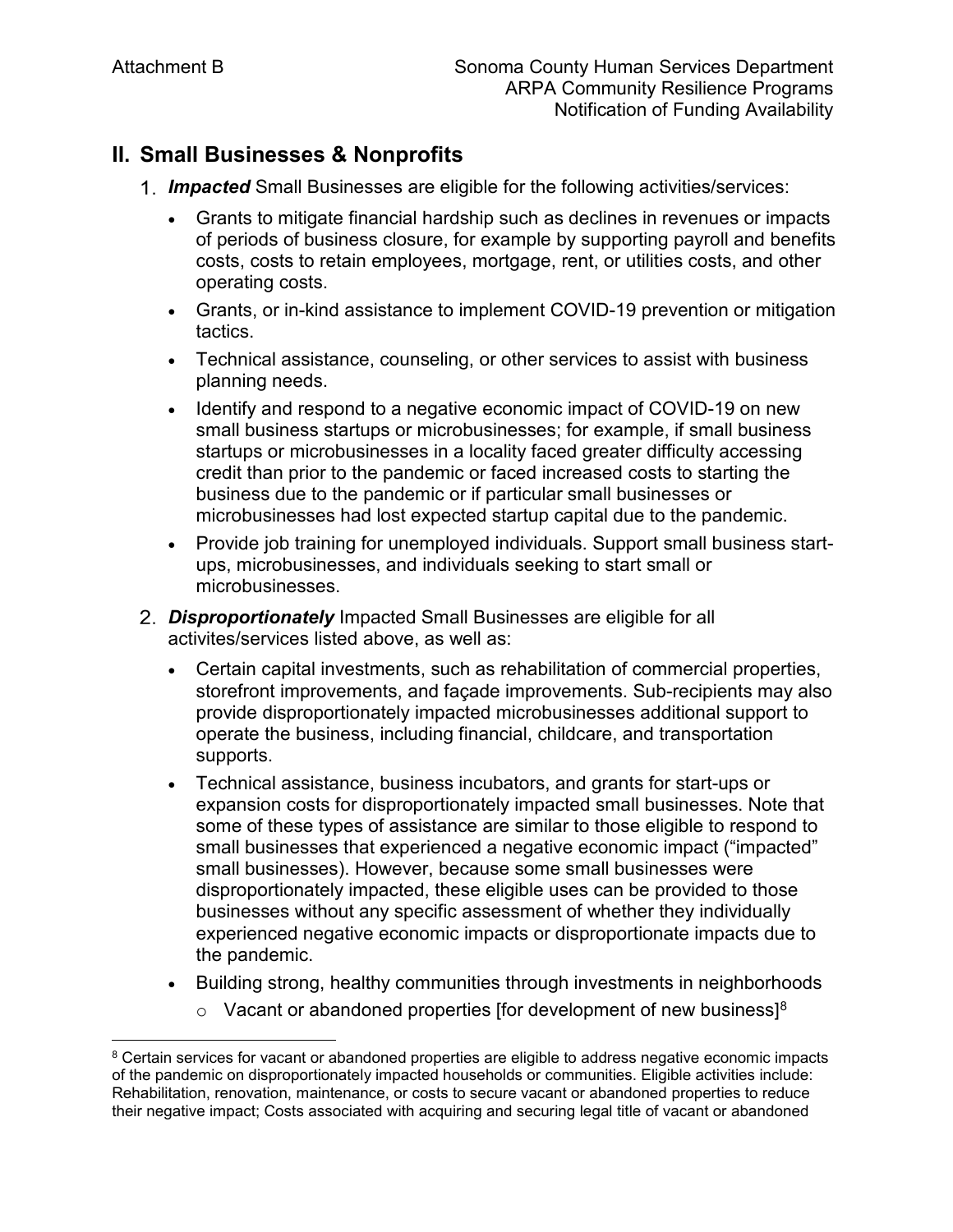## II. Small Businesses & Nonprofits

1. ***Impacted*** Small Businesses are eligible for the following activities/services:
   - Grants to mitigate financial hardship such as declines in revenues or impacts of periods of business closure, for example by supporting payroll and benefits costs, costs to retain employees, mortgage, rent, or utilities costs, and other operating costs.
   - Grants, or in-kind assistance to implement COVID-19 prevention or mitigation tactics.
   - Technical assistance, counseling, or other services to assist with business planning needs.
   - Identify and respond to a negative economic impact of COVID-19 on new small business startups or microbusinesses; for example, if small business startups or microbusinesses in a locality faced greater difficulty accessing credit than prior to the pandemic or faced increased costs to starting the business due to the pandemic or if particular small businesses or microbusinesses had lost expected startup capital due to the pandemic.
   - Provide job training for unemployed individuals. Support small business start-ups, microbusinesses, and individuals seeking to start small or microbusinesses.
2. ***Disproportionately*** Impacted Small Businesses are eligible for all activites/services listed above, as well as:
   - Certain capital investments, such as rehabilitation of commercial properties, storefront improvements, and façade improvements. Sub-recipients may also provide disproportionately impacted microbusinesses additional support to operate the business, including financial, childcare, and transportation supports.
   - Technical assistance, business incubators, and grants for start-ups or expansion costs for disproportionately impacted small businesses. Note that some of these types of assistance are similar to those eligible to respond to small businesses that experienced a negative economic impact ("impacted" small businesses). However, because some small businesses were disproportionately impacted, these eligible uses can be provided to those businesses without any specific assessment of whether they individually experienced negative economic impacts or disproportionate impacts due to the pandemic.
   - Building strong, healthy communities through investments in neighborhoods
     - Vacant or abandoned properties [for development of new business][8]

---

[8] Certain services for vacant or abandoned properties are eligible to address negative economic impacts of the pandemic on disproportionately impacted households or communities. Eligible activities include: Rehabilitation, renovation, maintenance, or costs to secure vacant or abandoned properties to reduce their negative impact; Costs associated with acquiring and securing legal title of vacant or abandoned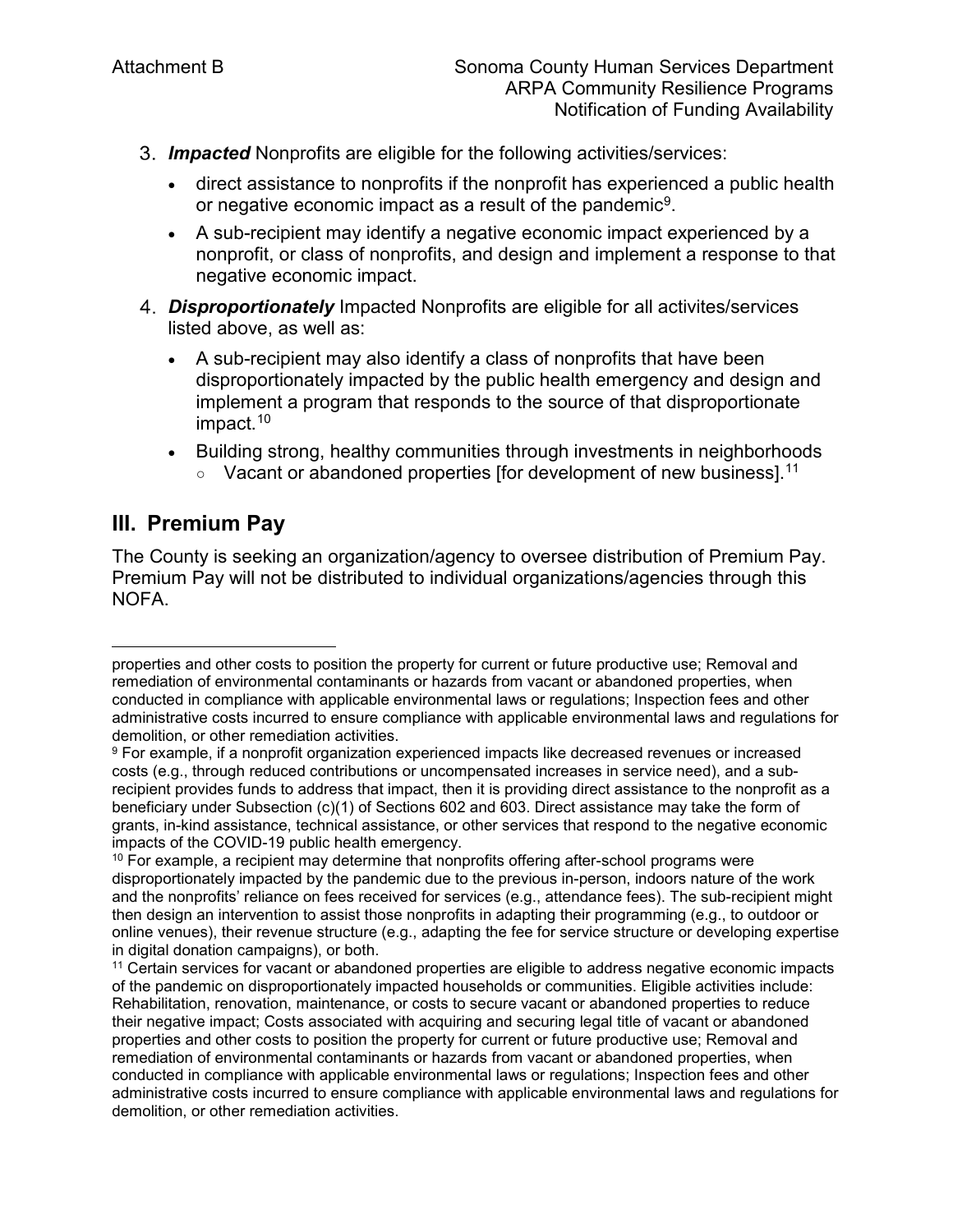3. ***Impacted*** Nonprofits are eligible for the following activities/services:
   - direct assistance to nonprofits if the nonprofit has experienced a public health or negative economic impact as a result of the pandemic[9].
   - A sub-recipient may identify a negative economic impact experienced by a nonprofit, or class of nonprofits, and design and implement a response to that negative economic impact.
4. ***Disproportionately*** Impacted Nonprofits are eligible for all activites/services listed above, as well as:
   - A sub-recipient may also identify a class of nonprofits that have been disproportionately impacted by the public health emergency and design and implement a program that responds to the source of that disproportionate impact.[10]
   - Building strong, healthy communities through investments in neighborhoods
     - Vacant or abandoned properties [for development of new business].[11]

## III. Premium Pay

The County is seeking an organization/agency to oversee distribution of Premium Pay. Premium Pay will not be distributed to individual organizations/agencies through this NOFA.

---

properties and other costs to position the property for current or future productive use; Removal and remediation of environmental contaminants or hazards from vacant or abandoned properties, when conducted in compliance with applicable environmental laws or regulations; Inspection fees and other administrative costs incurred to ensure compliance with applicable environmental laws and regulations for demolition, or other remediation activities.

[9] For example, if a nonprofit organization experienced impacts like decreased revenues or increased costs (e.g., through reduced contributions or uncompensated increases in service need), and a sub-recipient provides funds to address that impact, then it is providing direct assistance to the nonprofit as a beneficiary under Subsection (c)(1) of Sections 602 and 603. Direct assistance may take the form of grants, in-kind assistance, technical assistance, or other services that respond to the negative economic impacts of the COVID-19 public health emergency.

[10] For example, a recipient may determine that nonprofits offering after-school programs were disproportionately impacted by the pandemic due to the previous in-person, indoors nature of the work and the nonprofits' reliance on fees received for services (e.g., attendance fees). The sub-recipient might then design an intervention to assist those nonprofits in adapting their programming (e.g., to outdoor or online venues), their revenue structure (e.g., adapting the fee for service structure or developing expertise in digital donation campaigns), or both.

[11] Certain services for vacant or abandoned properties are eligible to address negative economic impacts of the pandemic on disproportionately impacted households or communities. Eligible activities include: Rehabilitation, renovation, maintenance, or costs to secure vacant or abandoned properties to reduce their negative impact; Costs associated with acquiring and securing legal title of vacant or abandoned properties and other costs to position the property for current or future productive use; Removal and remediation of environmental contaminants or hazards from vacant or abandoned properties, when conducted in compliance with applicable environmental laws or regulations; Inspection fees and other administrative costs incurred to ensure compliance with applicable environmental laws and regulations for demolition, or other remediation activities.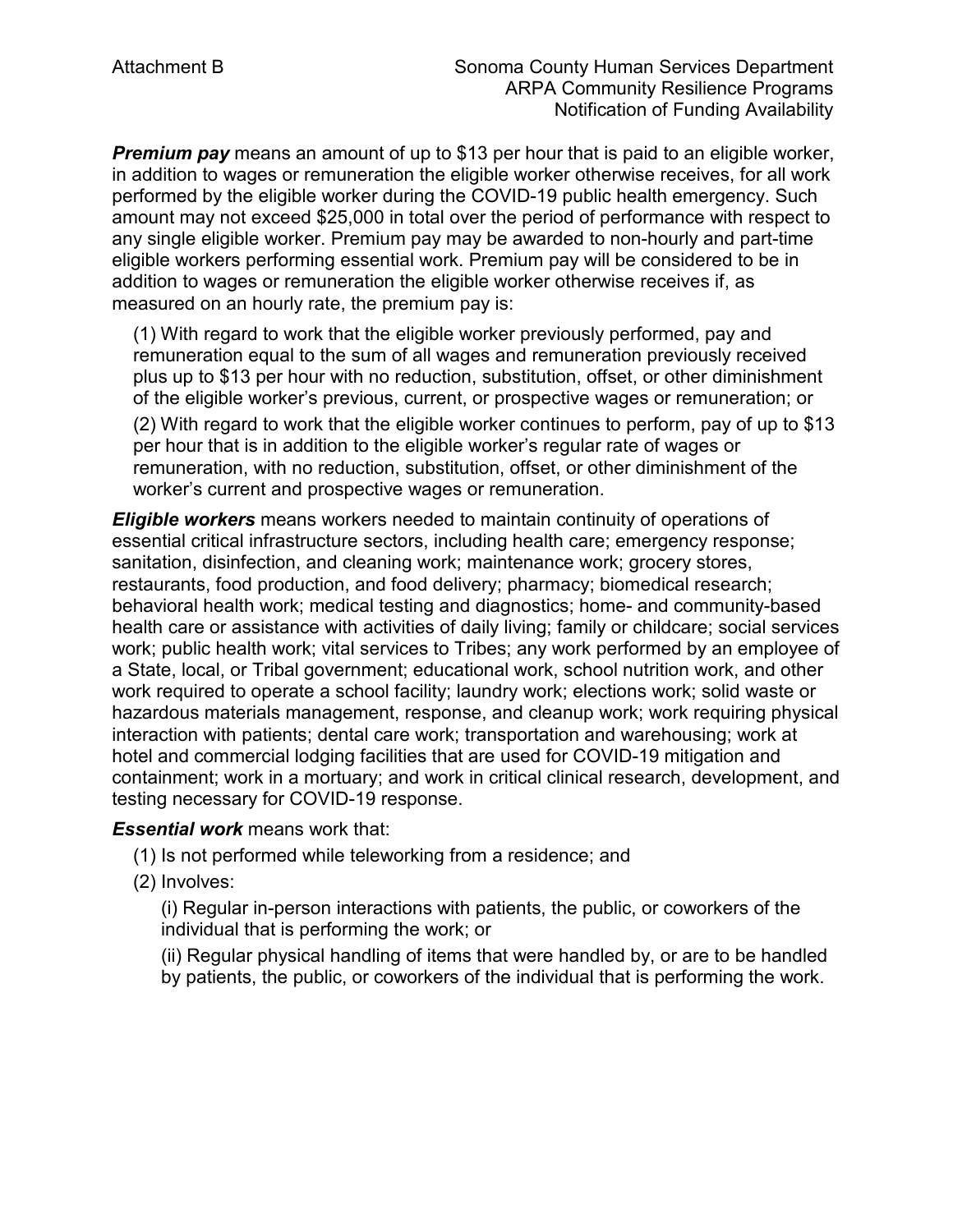***Premium pay*** means an amount of up to $13 per hour that is paid to an eligible worker, in addition to wages or remuneration the eligible worker otherwise receives, for all work performed by the eligible worker during the COVID-19 public health emergency. Such amount may not exceed $25,000 in total over the period of performance with respect to any single eligible worker. Premium pay may be awarded to non-hourly and part-time eligible workers performing essential work. Premium pay will be considered to be in addition to wages or remuneration the eligible worker otherwise receives if, as measured on an hourly rate, the premium pay is:

(1) With regard to work that the eligible worker previously performed, pay and remuneration equal to the sum of all wages and remuneration previously received plus up to $13 per hour with no reduction, substitution, offset, or other diminishment of the eligible worker's previous, current, or prospective wages or remuneration; or

(2) With regard to work that the eligible worker continues to perform, pay of up to $13 per hour that is in addition to the eligible worker's regular rate of wages or remuneration, with no reduction, substitution, offset, or other diminishment of the worker's current and prospective wages or remuneration.

***Eligible workers*** means workers needed to maintain continuity of operations of essential critical infrastructure sectors, including health care; emergency response; sanitation, disinfection, and cleaning work; maintenance work; grocery stores, restaurants, food production, and food delivery; pharmacy; biomedical research; behavioral health work; medical testing and diagnostics; home- and community-based health care or assistance with activities of daily living; family or childcare; social services work; public health work; vital services to Tribes; any work performed by an employee of a State, local, or Tribal government; educational work, school nutrition work, and other work required to operate a school facility; laundry work; elections work; solid waste or hazardous materials management, response, and cleanup work; work requiring physical interaction with patients; dental care work; transportation and warehousing; work at hotel and commercial lodging facilities that are used for COVID-19 mitigation and containment; work in a mortuary; and work in critical clinical research, development, and testing necessary for COVID-19 response.

***Essential work*** means work that:

(1) Is not performed while teleworking from a residence; and

(2) Involves:

(i) Regular in-person interactions with patients, the public, or coworkers of the individual that is performing the work; or

(ii) Regular physical handling of items that were handled by, or are to be handled by patients, the public, or coworkers of the individual that is performing the work.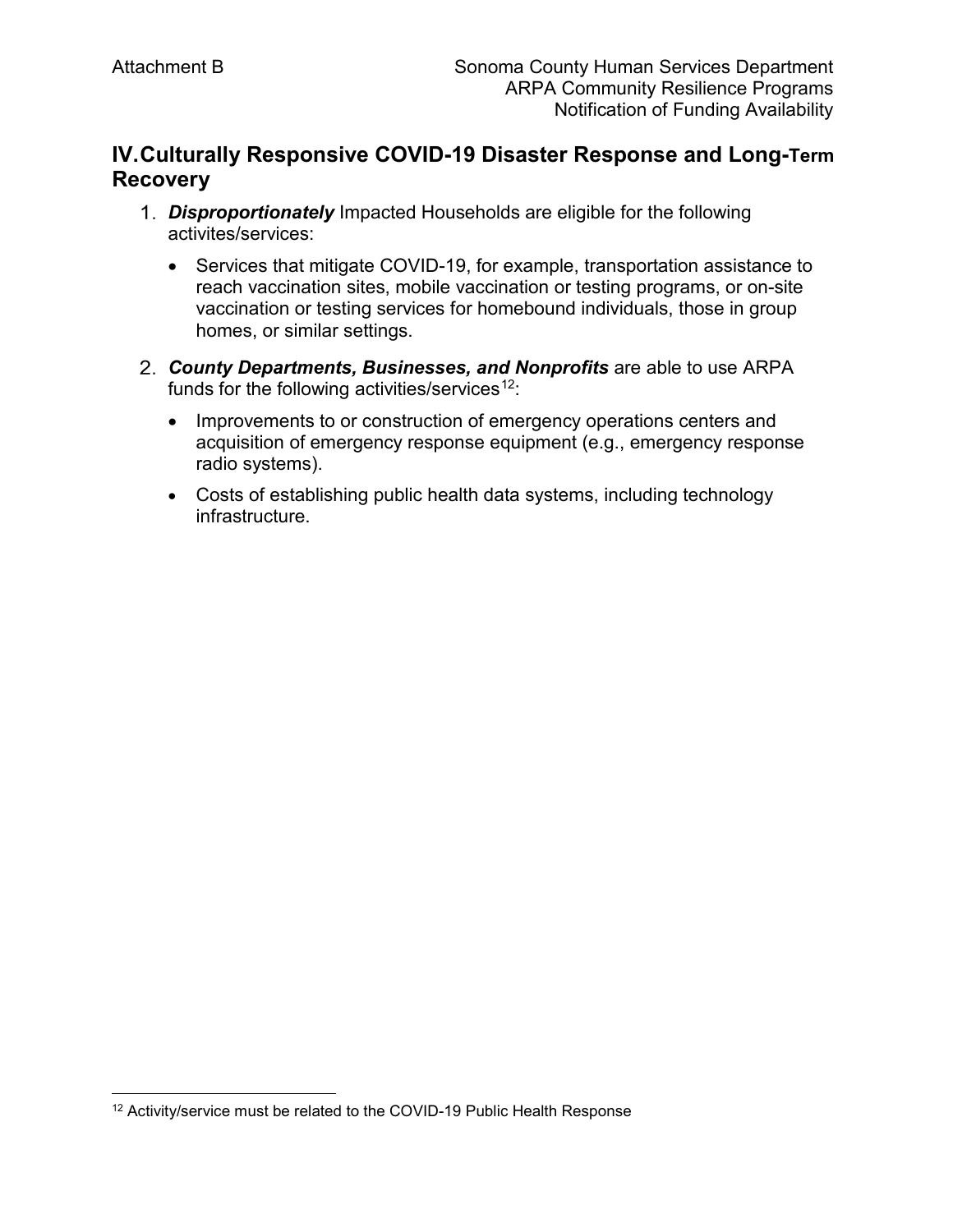## IV. Culturally Responsive COVID-19 Disaster Response and Long-Term Recovery

1. ***Disproportionately*** Impacted Households are eligible for the following activites/services:
   - Services that mitigate COVID-19, for example, transportation assistance to reach vaccination sites, mobile vaccination or testing programs, or on-site vaccination or testing services for homebound individuals, those in group homes, or similar settings.
2. ***County Departments, Businesses, and Nonprofits*** are able to use ARPA funds for the following activities/services[12]:
   - Improvements to or construction of emergency operations centers and acquisition of emergency response equipment (e.g., emergency response radio systems).
   - Costs of establishing public health data systems, including technology infrastructure.

[12] Activity/service must be related to the COVID-19 Public Health Response